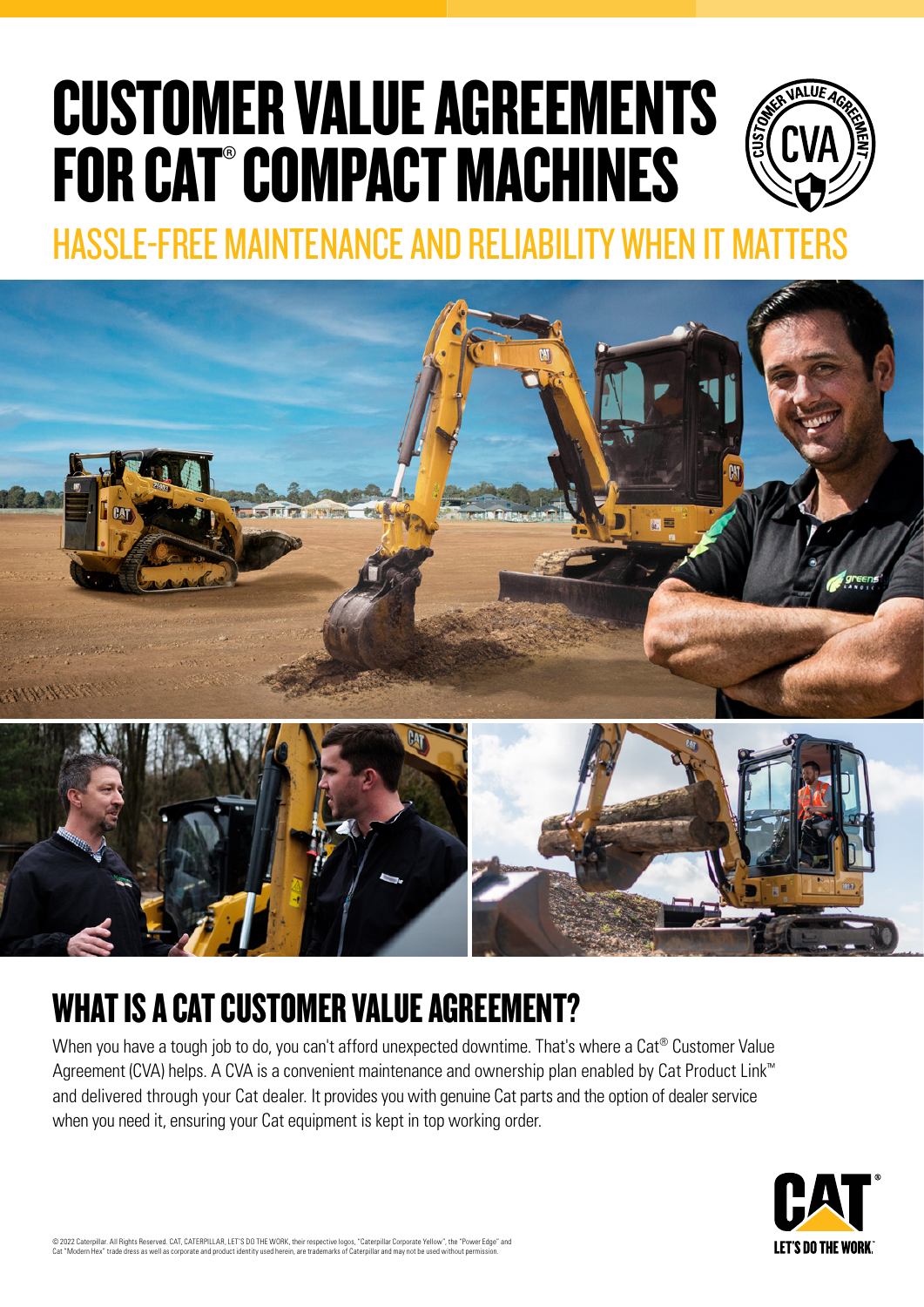# CUSTOMER VALUE AGREEMENTS FOR CAT® COMPACT MACHINES

## HASSLE-FREE MAINTENANCE AND RELIABILITY WHEN IT MATTERS

## WHAT IS A CAT CUSTOMER VALUE AGREEMENT?

When you have a tough job to do, you can't afford unexpected downtime. That's where a Cat® Customer Value Agreement (CVA) helps. A CVA is a convenient maintenance and ownership plan enabled by Cat Product Link™ and delivered through your Cat dealer. It provides you with genuine Cat parts and the option of dealer service when you need it, ensuring your Cat equipment is kept in top working order.

© 2022 Caterpillar. All Rights Reserved. CAT, CATERPILLAR, LET'S DO THE WORK, their respective logos, "Caterpillar Corporate Yellow", the "Power Edge" and Cat "Modern Hex" trade dress as well as corporate and product identity used herein, are trademarks of Caterpillar and may not be used without permission.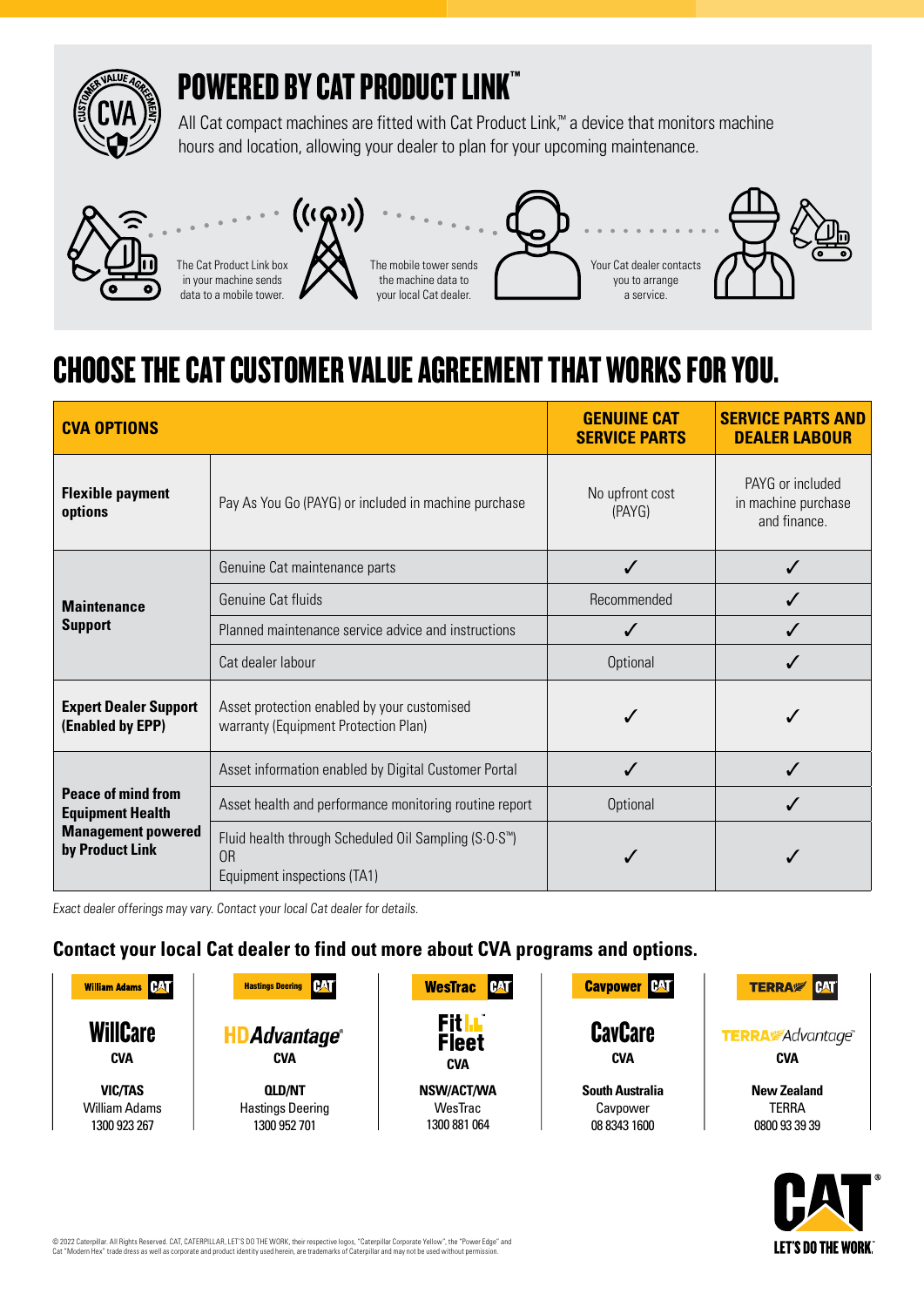## POWERED BY CAT PRODUCT LINK™

All Cat compact machines are fitted with Cat Product Link,™ a device that monitors machine hours and location, allowing your dealer to plan for your upcoming maintenance.

The Cat Product Link box in your machine sends data to a mobile tower.

The mobile tower sends the machine data to your local Cat dealer.

Your Cat dealer contacts you to arrange a service.

# CHOOSE THE CAT CUSTOMER VALUE AGREEMENT THAT WORKS FOR YOU.

| CVA OPTIONS | | GENUINE CAT SERVICE PARTS | SERVICE PARTS AND DEALER LABOUR |
|---|---|---|---|
| **Flexible payment options** | Pay As You Go (PAYG) or included in machine purchase | No upfront cost (PAYG) | PAYG or included in machine purchase and finance. |
| **Maintenance Support** | Genuine Cat maintenance parts | ✓ | ✓ |
| | Genuine Cat fluids | Recommended | ✓ |
| | Planned maintenance service advice and instructions | ✓ | ✓ |
| | Cat dealer labour | Optional | ✓ |
| **Expert Dealer Support (Enabled by EPP)** | Asset protection enabled by your customised warranty (Equipment Protection Plan) | ✓ | ✓ |
| **Peace of mind from Equipment Health Management powered by Product Link** | Asset information enabled by Digital Customer Portal | ✓ | ✓ |
| | Asset health and performance monitoring routine report | Optional | ✓ |
| | Fluid health through Scheduled Oil Sampling (S·O·S℠) OR Equipment inspections (TA1) | ✓ | ✓ |

*Exact dealer offerings may vary. Contact your local Cat dealer for details.*

### Contact your local Cat dealer to find out more about CVA programs and options.

**WillCare CVA**
**VIC/TAS**
William Adams
1300 923 267

**HD Advantage CVA**
**QLD/NT**
Hastings Deering
1300 952 701

**Fit Fleet CVA**
**NSW/ACT/WA**
WesTrac
1300 881 064

**CavCare CVA**
**South Australia**
Cavpower
08 8343 1600

**TERRA Advantage CVA**
**New Zealand**
TERRA
0800 93 39 39

© 2022 Caterpillar. All Rights Reserved. CAT, CATERPILLAR, LET'S DO THE WORK, their respective logos, "Caterpillar Corporate Yellow", the "Power Edge" and Cat "Modern Hex" trade dress as well as corporate and product identity used herein, are trademarks of Caterpillar and may not be used without permission.

CAT LET'S DO THE WORK.